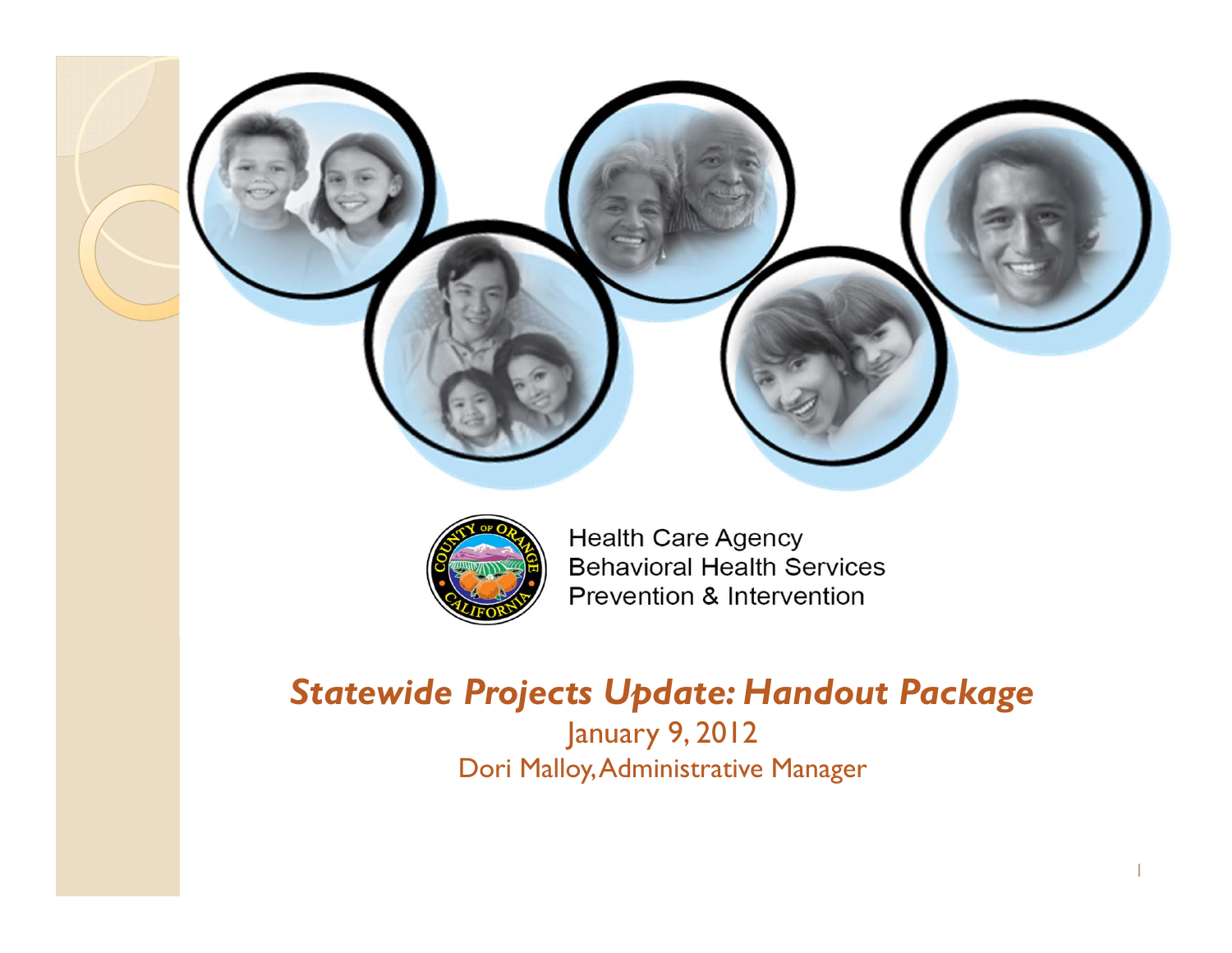Health Care Agency
Behavioral Health Services
Prevention & Intervention

# *Statewide Projects Update: Handout Package*

January 9, 2012

Dori Malloy, Administrative Manager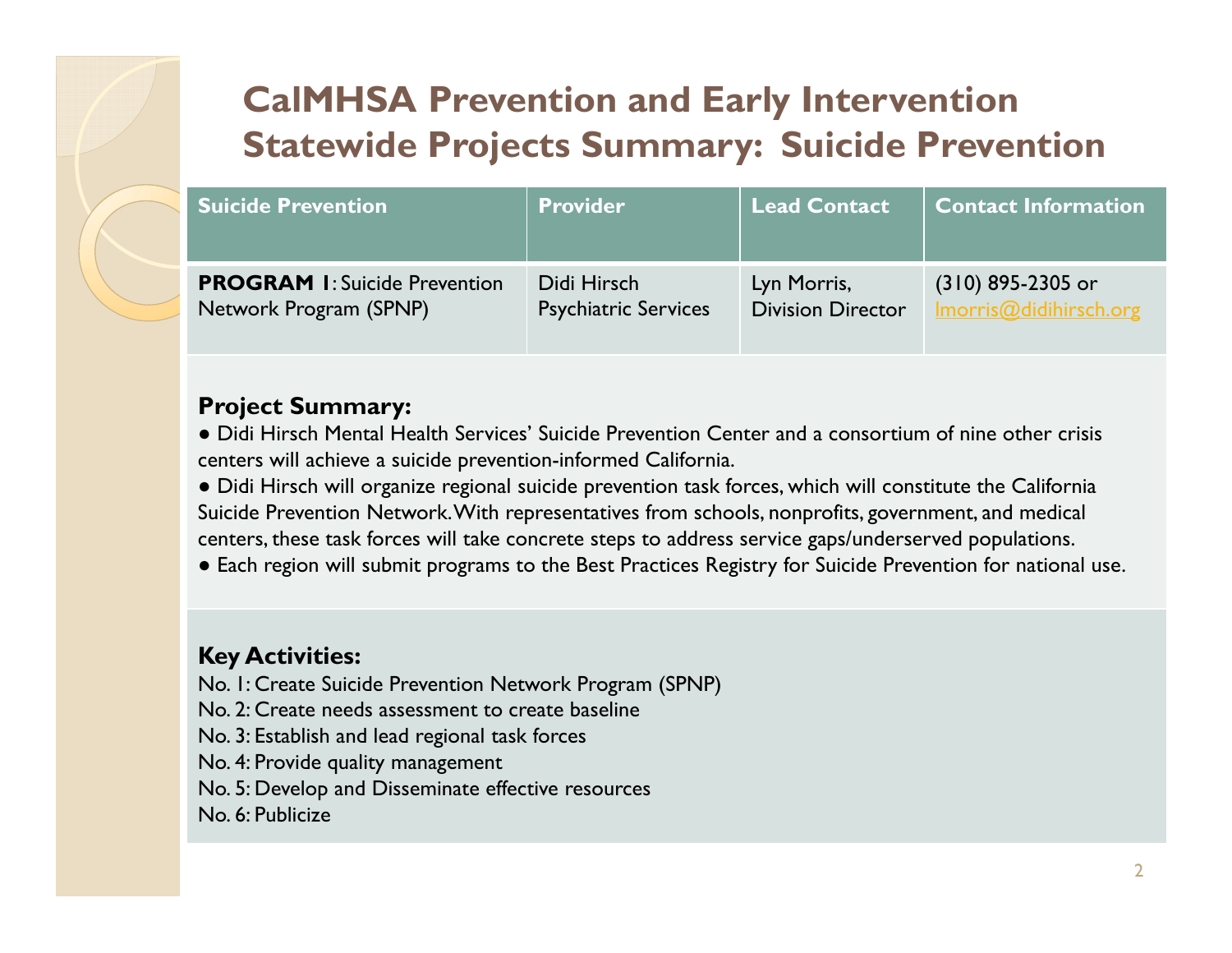# CalMHSA Prevention and Early Intervention Statewide Projects Summary: Suicide Prevention

| Suicide Prevention | Provider | Lead Contact | Contact Information |
|---|---|---|---|
| **PROGRAM 1**: Suicide Prevention Network Program (SPNP) | Didi Hirsch Psychiatric Services | Lyn Morris, Division Director | (310) 895-2305 or lmorris@didihirsch.org |

**Project Summary:**

● Didi Hirsch Mental Health Services' Suicide Prevention Center and a consortium of nine other crisis centers will achieve a suicide prevention-informed California.

● Didi Hirsch will organize regional suicide prevention task forces, which will constitute the California Suicide Prevention Network. With representatives from schools, nonprofits, government, and medical centers, these task forces will take concrete steps to address service gaps/underserved populations.

● Each region will submit programs to the Best Practices Registry for Suicide Prevention for national use.

**Key Activities:**

No. 1: Create Suicide Prevention Network Program (SPNP)
No. 2: Create needs assessment to create baseline
No. 3: Establish and lead regional task forces
No. 4: Provide quality management
No. 5: Develop and Disseminate effective resources
No. 6: Publicize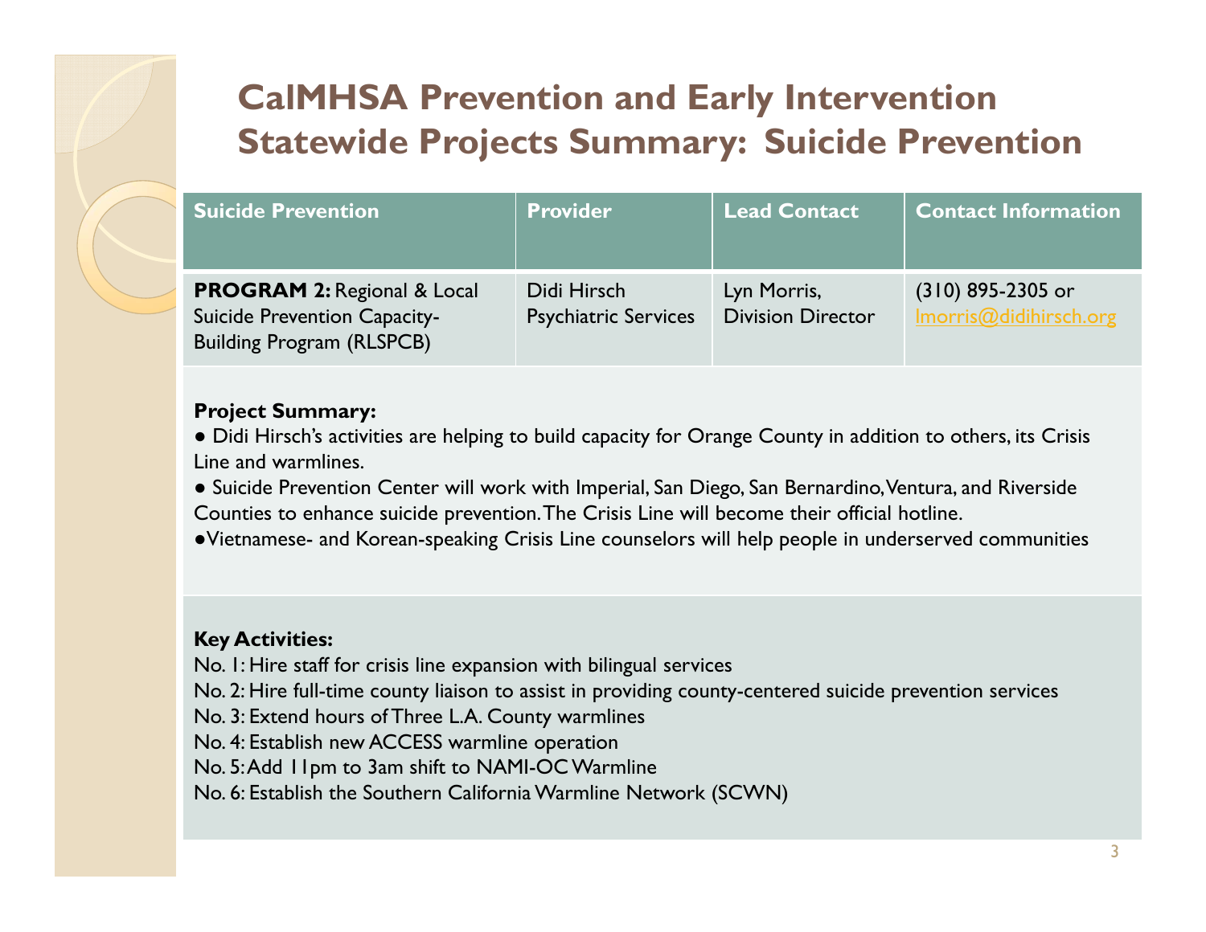# CalMHSA Prevention and Early Intervention Statewide Projects Summary: Suicide Prevention

| Suicide Prevention | Provider | Lead Contact | Contact Information |
|---|---|---|---|
| **PROGRAM 2:** Regional & Local Suicide Prevention Capacity-Building Program (RLSPCB) | Didi Hirsch Psychiatric Services | Lyn Morris, Division Director | (310) 895-2305 or lmorris@didihirsch.org |

**Project Summary:**

● Didi Hirsch's activities are helping to build capacity for Orange County in addition to others, its Crisis Line and warmlines.

● Suicide Prevention Center will work with Imperial, San Diego, San Bernardino, Ventura, and Riverside Counties to enhance suicide prevention. The Crisis Line will become their official hotline.

● Vietnamese- and Korean-speaking Crisis Line counselors will help people in underserved communities

**Key Activities:**

No. 1: Hire staff for crisis line expansion with bilingual services

No. 2: Hire full-time county liaison to assist in providing county-centered suicide prevention services

No. 3: Extend hours of Three L.A. County warmlines

No. 4: Establish new ACCESS warmline operation

No. 5: Add 11pm to 3am shift to NAMI-OC Warmline

No. 6: Establish the Southern California Warmline Network (SCWN)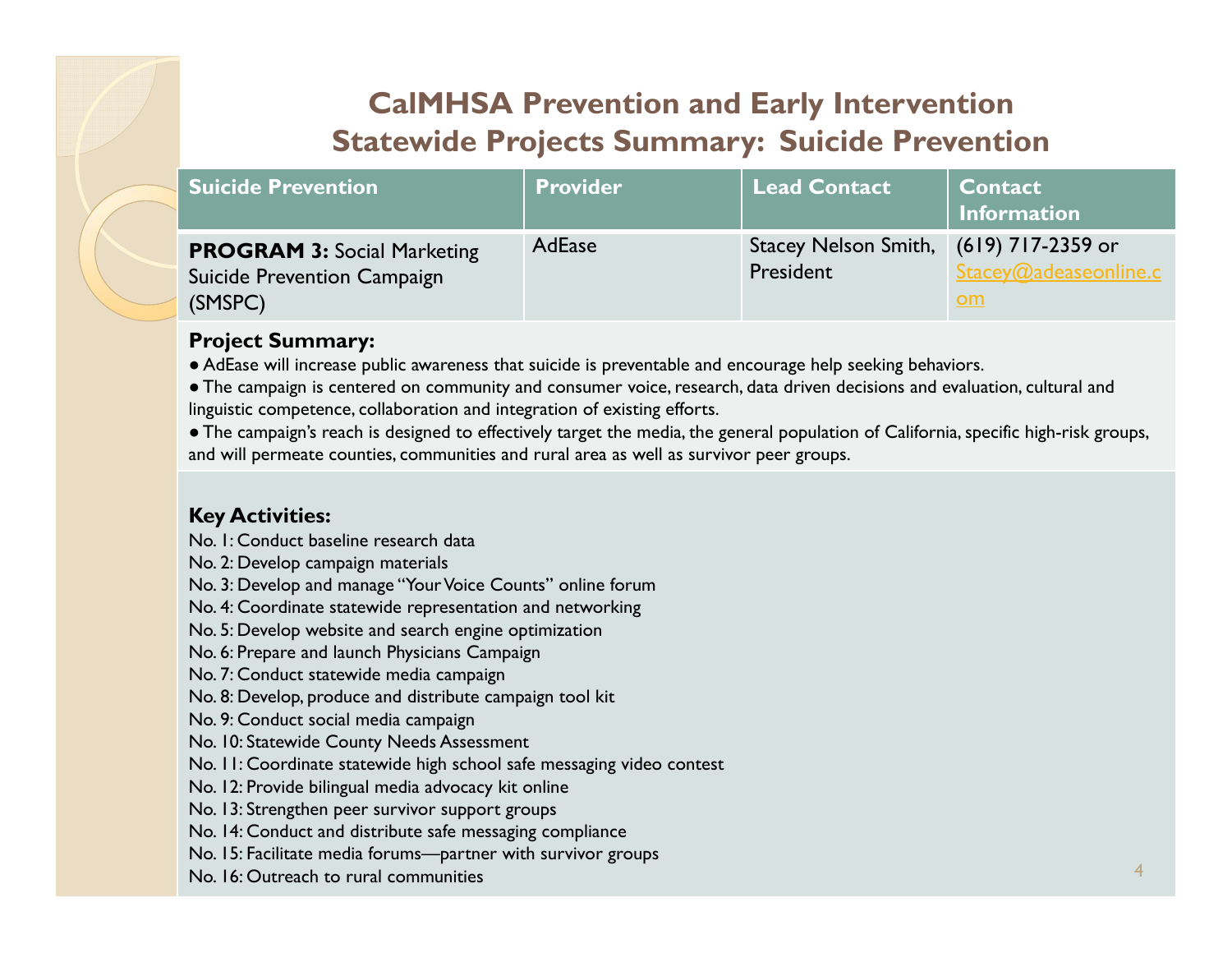# CalMHSA Prevention and Early Intervention Statewide Projects Summary: Suicide Prevention

| Suicide Prevention | Provider | Lead Contact | Contact Information |
|---|---|---|---|
| **PROGRAM 3:** Social Marketing Suicide Prevention Campaign (SMSPC) | AdEase | Stacey Nelson Smith, President | (619) 717-2359 or Stacey@adeaseonline.com |

**Project Summary:**

● AdEase will increase public awareness that suicide is preventable and encourage help seeking behaviors.

● The campaign is centered on community and consumer voice, research, data driven decisions and evaluation, cultural and linguistic competence, collaboration and integration of existing efforts.

● The campaign's reach is designed to effectively target the media, the general population of California, specific high-risk groups, and will permeate counties, communities and rural area as well as survivor peer groups.

**Key Activities:**

No. 1: Conduct baseline research data
No. 2: Develop campaign materials
No. 3: Develop and manage "Your Voice Counts" online forum
No. 4: Coordinate statewide representation and networking
No. 5: Develop website and search engine optimization
No. 6: Prepare and launch Physicians Campaign
No. 7: Conduct statewide media campaign
No. 8: Develop, produce and distribute campaign tool kit
No. 9: Conduct social media campaign
No. 10: Statewide County Needs Assessment
No. 11: Coordinate statewide high school safe messaging video contest
No. 12: Provide bilingual media advocacy kit online
No. 13: Strengthen peer survivor support groups
No. 14: Conduct and distribute safe messaging compliance
No. 15: Facilitate media forums—partner with survivor groups
No. 16: Outreach to rural communities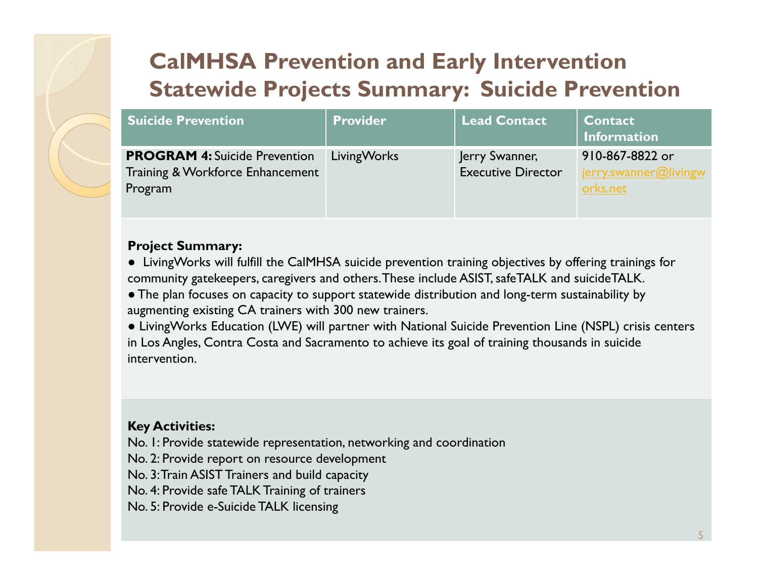# CalMHSA Prevention and Early Intervention Statewide Projects Summary: Suicide Prevention

| Suicide Prevention | Provider | Lead Contact | Contact Information |
|---|---|---|---|
| **PROGRAM 4:** Suicide Prevention Training & Workforce Enhancement Program | LivingWorks | Jerry Swanner, Executive Director | 910-867-8822 or jerry.swanner@livingworks.net |

**Project Summary:**

● LivingWorks will fulfill the CalMHSA suicide prevention training objectives by offering trainings for community gatekeepers, caregivers and others. These include ASIST, safeTALK and suicideTALK.

● The plan focuses on capacity to support statewide distribution and long-term sustainability by augmenting existing CA trainers with 300 new trainers.

● LivingWorks Education (LWE) will partner with National Suicide Prevention Line (NSPL) crisis centers in Los Angles, Contra Costa and Sacramento to achieve its goal of training thousands in suicide intervention.

**Key Activities:**

No. 1: Provide statewide representation, networking and coordination
No. 2: Provide report on resource development
No. 3: Train ASIST Trainers and build capacity
No. 4: Provide safe TALK Training of trainers
No. 5: Provide e-Suicide TALK licensing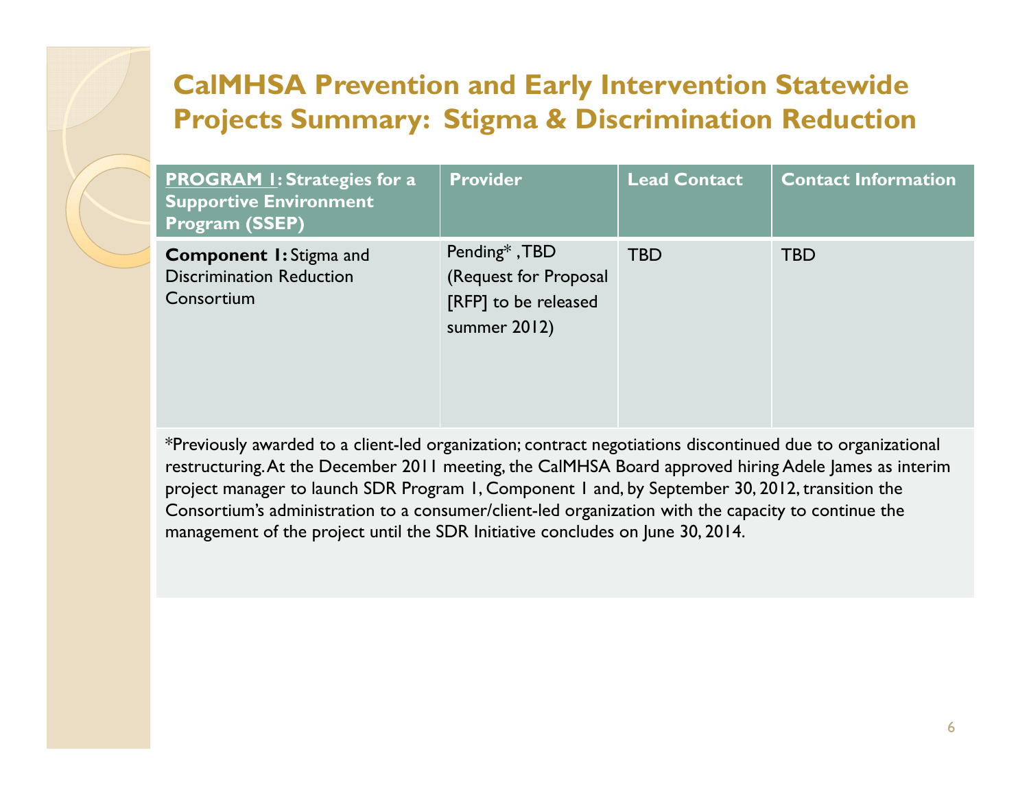# CalMHSA Prevention and Early Intervention Statewide Projects Summary: Stigma & Discrimination Reduction

| PROGRAM 1: Strategies for a Supportive Environment Program (SSEP) | Provider | Lead Contact | Contact Information |
|---|---|---|---|
| **Component 1:** Stigma and Discrimination Reduction Consortium | Pending* , TBD (Request for Proposal [RFP] to be released summer 2012) | TBD | TBD |

*Previously awarded to a client-led organization; contract negotiations discontinued due to organizational restructuring. At the December 2011 meeting, the CalMHSA Board approved hiring Adele James as interim project manager to launch SDR Program 1, Component 1 and, by September 30, 2012, transition the Consortium's administration to a consumer/client-led organization with the capacity to continue the management of the project until the SDR Initiative concludes on June 30, 2014.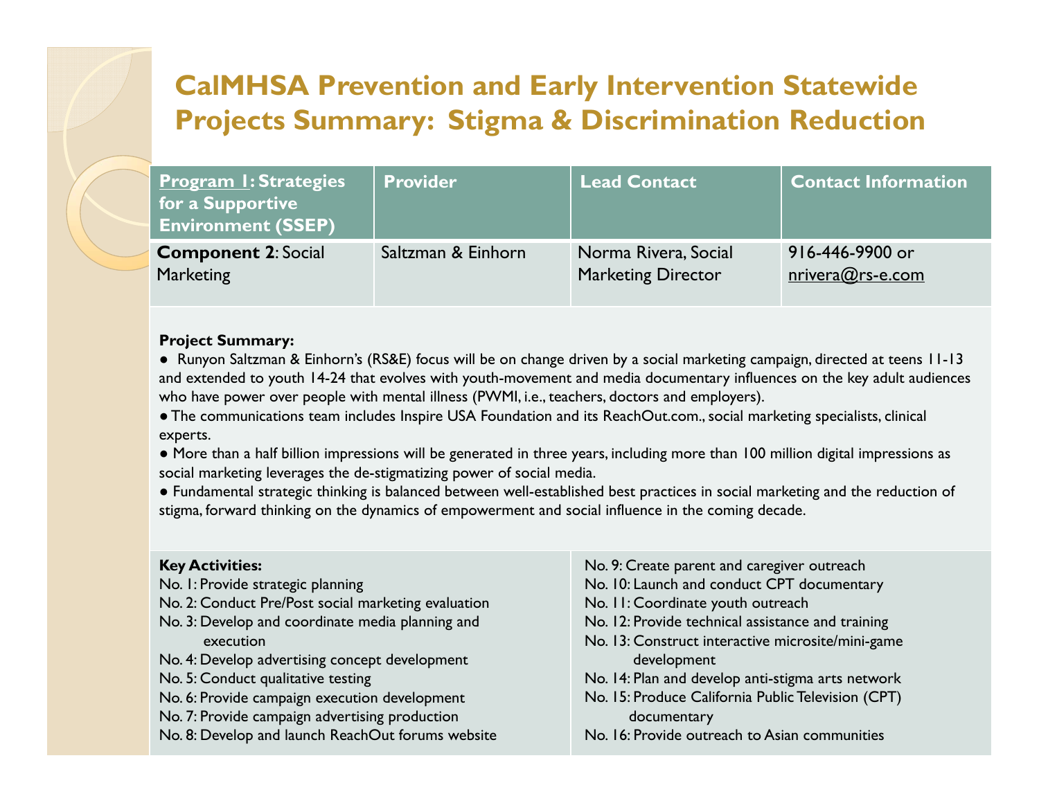# CalMHSA Prevention and Early Intervention Statewide Projects Summary: Stigma & Discrimination Reduction

| **Program 1: Strategies for a Supportive Environment (SSEP)** | **Provider** | **Lead Contact** | **Contact Information** |
|---|---|---|---|
| **Component 2**: Social Marketing | Saltzman & Einhorn | Norma Rivera, Social Marketing Director | 916-446-9900 or nrivera@rs-e.com |

**Project Summary:**

- Runyon Saltzman & Einhorn's (RS&E) focus will be on change driven by a social marketing campaign, directed at teens 11-13 and extended to youth 14-24 that evolves with youth-movement and media documentary influences on the key adult audiences who have power over people with mental illness (PWMI, i.e., teachers, doctors and employers).
- The communications team includes Inspire USA Foundation and its ReachOut.com., social marketing specialists, clinical experts.
- More than a half billion impressions will be generated in three years, including more than 100 million digital impressions as social marketing leverages the de-stigmatizing power of social media.
- Fundamental strategic thinking is balanced between well-established best practices in social marketing and the reduction of stigma, forward thinking on the dynamics of empowerment and social influence in the coming decade.

**Key Activities:**

No. 1: Provide strategic planning
No. 2: Conduct Pre/Post social marketing evaluation
No. 3: Develop and coordinate media planning and execution
No. 4: Develop advertising concept development
No. 5: Conduct qualitative testing
No. 6: Provide campaign execution development
No. 7: Provide campaign advertising production
No. 8: Develop and launch ReachOut forums website
No. 9: Create parent and caregiver outreach
No. 10: Launch and conduct CPT documentary
No. 11: Coordinate youth outreach
No. 12: Provide technical assistance and training
No. 13: Construct interactive microsite/mini-game development
No. 14: Plan and develop anti-stigma arts network
No. 15: Produce California Public Television (CPT) documentary
No. 16: Provide outreach to Asian communities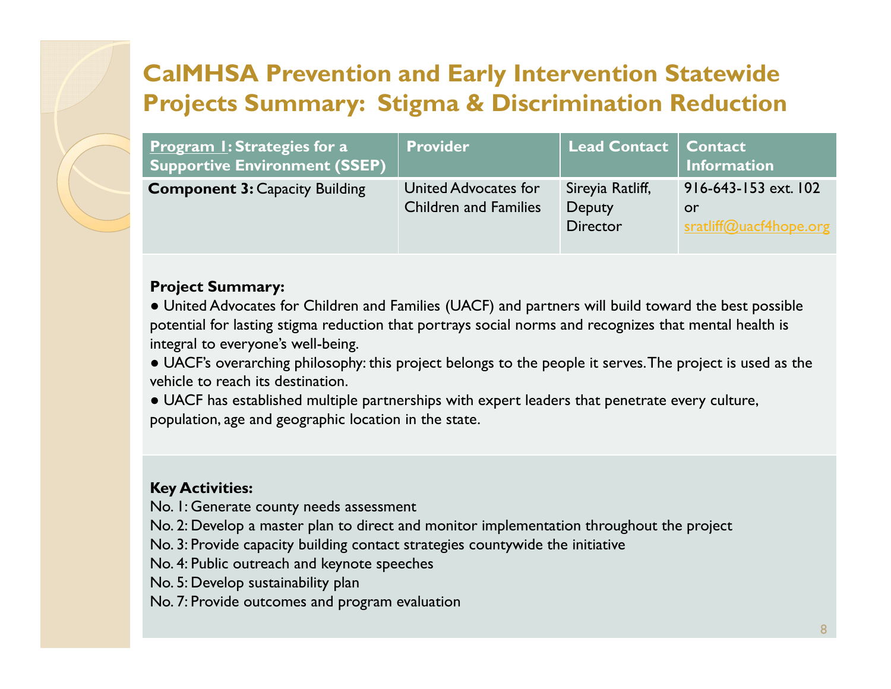# CalMHSA Prevention and Early Intervention Statewide Projects Summary: Stigma & Discrimination Reduction

| Program 1: Strategies for a Supportive Environment (SSEP) | Provider | Lead Contact | Contact Information |
|---|---|---|---|
| **Component 3:** Capacity Building | United Advocates for Children and Families | Sireyia Ratliff, Deputy Director | 916-643-153 ext. 102 or sratliff@uacf4hope.org |

**Project Summary:**

- United Advocates for Children and Families (UACF) and partners will build toward the best possible potential for lasting stigma reduction that portrays social norms and recognizes that mental health is integral to everyone's well-being.
- UACF's overarching philosophy: this project belongs to the people it serves. The project is used as the vehicle to reach its destination.
- UACF has established multiple partnerships with expert leaders that penetrate every culture, population, age and geographic location in the state.

**Key Activities:**

No. 1: Generate county needs assessment
No. 2: Develop a master plan to direct and monitor implementation throughout the project
No. 3: Provide capacity building contact strategies countywide the initiative
No. 4: Public outreach and keynote speeches
No. 5: Develop sustainability plan
No. 7: Provide outcomes and program evaluation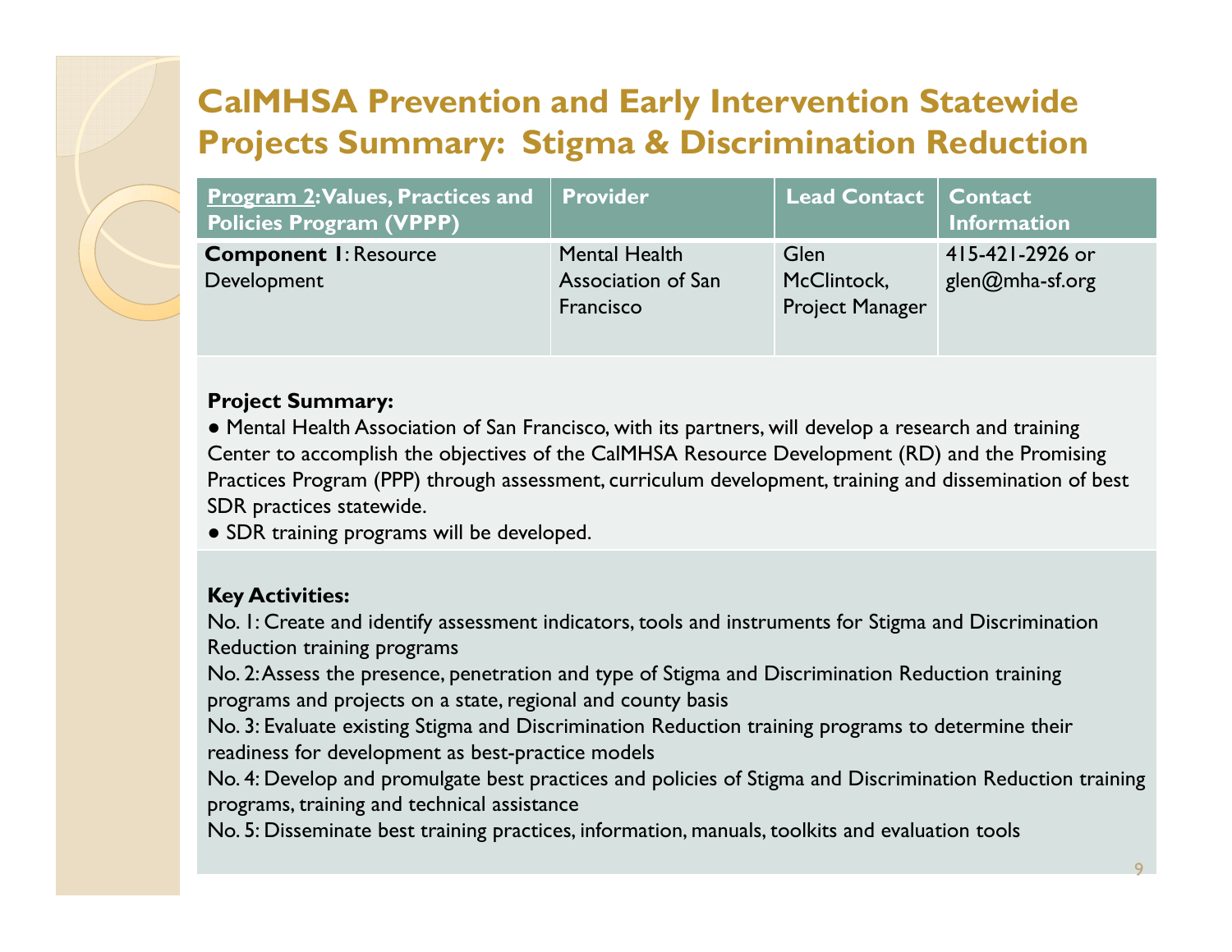# CalMHSA Prevention and Early Intervention Statewide Projects Summary: Stigma & Discrimination Reduction

| Program 2: Values, Practices and Policies Program (VPPP) | Provider | Lead Contact | Contact Information |
|---|---|---|---|
| **Component 1**: Resource Development | Mental Health Association of San Francisco | Glen McClintock, Project Manager | 415-421-2926 or glen@mha-sf.org |

**Project Summary:**

- Mental Health Association of San Francisco, with its partners, will develop a research and training Center to accomplish the objectives of the CalMHSA Resource Development (RD) and the Promising Practices Program (PPP) through assessment, curriculum development, training and dissemination of best SDR practices statewide.
- SDR training programs will be developed.

**Key Activities:**

No. 1: Create and identify assessment indicators, tools and instruments for Stigma and Discrimination Reduction training programs

No. 2: Assess the presence, penetration and type of Stigma and Discrimination Reduction training programs and projects on a state, regional and county basis

No. 3: Evaluate existing Stigma and Discrimination Reduction training programs to determine their readiness for development as best-practice models

No. 4: Develop and promulgate best practices and policies of Stigma and Discrimination Reduction training programs, training and technical assistance

No. 5: Disseminate best training practices, information, manuals, toolkits and evaluation tools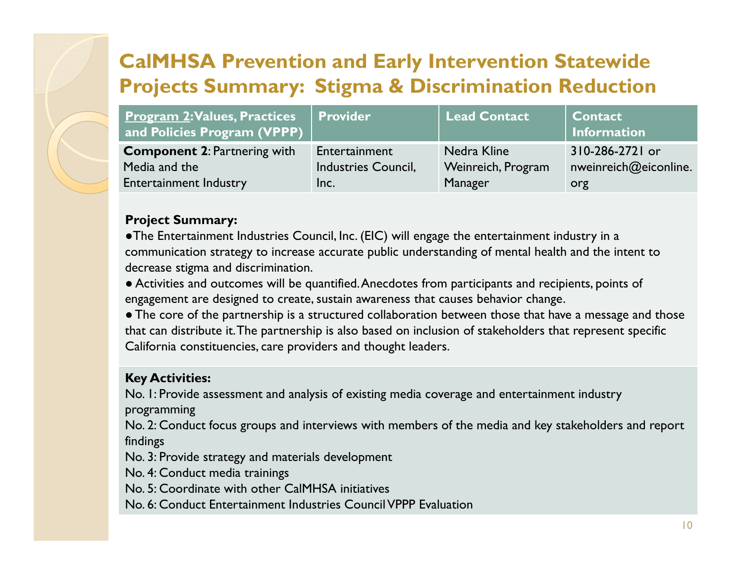# CalMHSA Prevention and Early Intervention Statewide Projects Summary: Stigma & Discrimination Reduction

| Program 2: Values, Practices and Policies Program (VPPP) | Provider | Lead Contact | Contact Information |
|---|---|---|---|
| **Component 2**: Partnering with Media and the Entertainment Industry | Entertainment Industries Council, Inc. | Nedra Kline Weinreich, Program Manager | 310-286-2721 or nweinreich@eiconline.org |

**Project Summary:**

- The Entertainment Industries Council, Inc. (EIC) will engage the entertainment industry in a communication strategy to increase accurate public understanding of mental health and the intent to decrease stigma and discrimination.
- Activities and outcomes will be quantified. Anecdotes from participants and recipients, points of engagement are designed to create, sustain awareness that causes behavior change.
- The core of the partnership is a structured collaboration between those that have a message and those that can distribute it. The partnership is also based on inclusion of stakeholders that represent specific California constituencies, care providers and thought leaders.

**Key Activities:**

No. 1: Provide assessment and analysis of existing media coverage and entertainment industry programming

No. 2: Conduct focus groups and interviews with members of the media and key stakeholders and report findings

No. 3: Provide strategy and materials development

No. 4: Conduct media trainings

No. 5: Coordinate with other CalMHSA initiatives

No. 6: Conduct Entertainment Industries Council VPPP Evaluation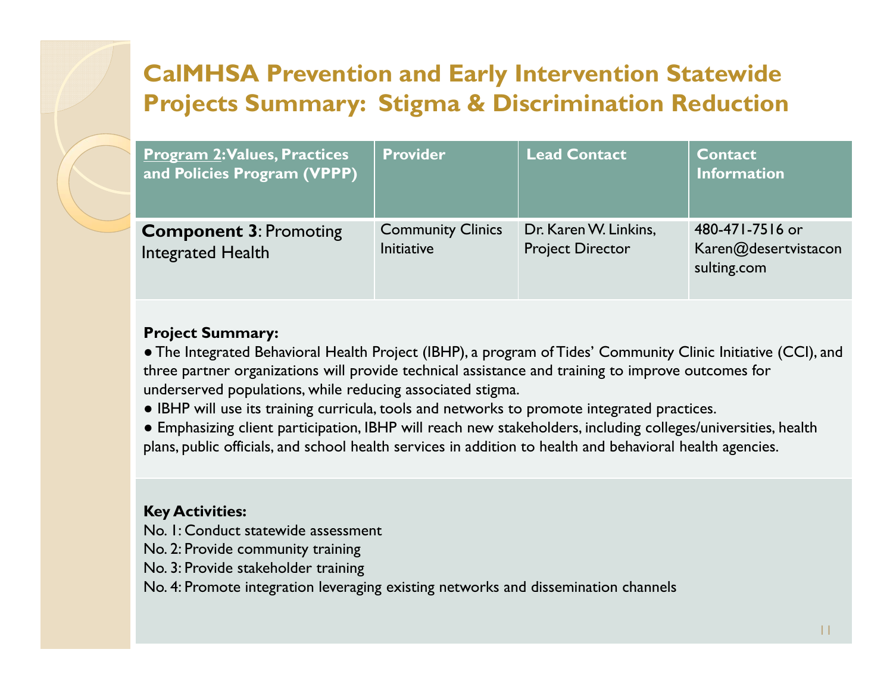# CalMHSA Prevention and Early Intervention Statewide Projects Summary: Stigma & Discrimination Reduction

| Program 2: Values, Practices and Policies Program (VPPP) | Provider | Lead Contact | Contact Information |
|---|---|---|---|
| **Component 3**: Promoting Integrated Health | Community Clinics Initiative | Dr. Karen W. Linkins, Project Director | 480-471-7516 or Karen@desertvistaconsulting.com |

**Project Summary:**

- The Integrated Behavioral Health Project (IBHP), a program of Tides' Community Clinic Initiative (CCI), and three partner organizations will provide technical assistance and training to improve outcomes for underserved populations, while reducing associated stigma.
- IBHP will use its training curricula, tools and networks to promote integrated practices.
- Emphasizing client participation, IBHP will reach new stakeholders, including colleges/universities, health plans, public officials, and school health services in addition to health and behavioral health agencies.

**Key Activities:**

No. 1: Conduct statewide assessment
No. 2: Provide community training
No. 3: Provide stakeholder training
No. 4: Promote integration leveraging existing networks and dissemination channels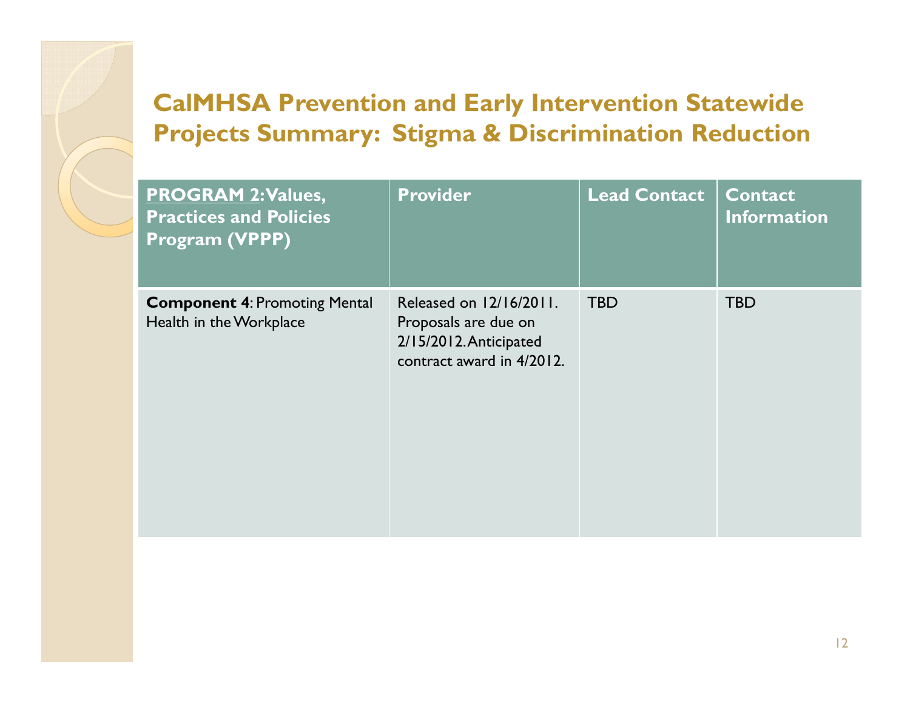# CalMHSA Prevention and Early Intervention Statewide Projects Summary: Stigma & Discrimination Reduction

| **PROGRAM 2: Values, Practices and Policies Program (VPPP)** | **Provider** | **Lead Contact** | **Contact Information** |
|---|---|---|---|
| **Component 4**: Promoting Mental Health in the Workplace | Released on 12/16/2011. Proposals are due on 2/15/2012. Anticipated contract award in 4/2012. | TBD | TBD |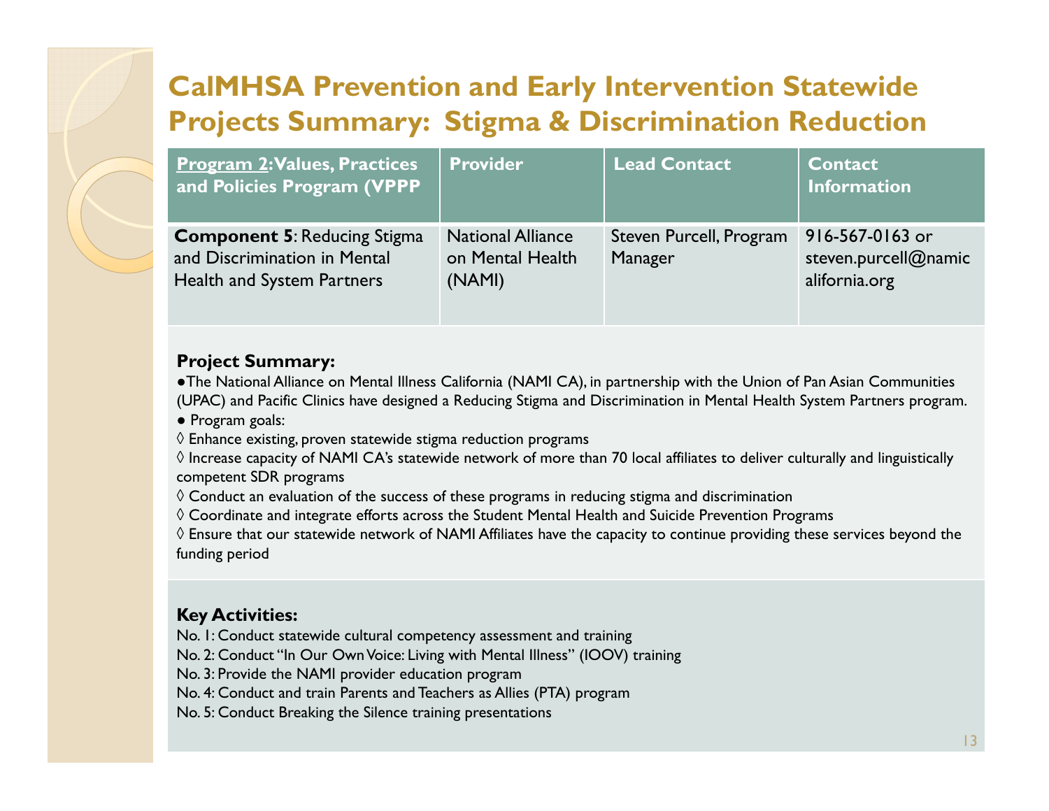# CalMHSA Prevention and Early Intervention Statewide Projects Summary: Stigma & Discrimination Reduction

| Program 2: Values, Practices and Policies Program (VPPP | Provider | Lead Contact | Contact Information |
|---|---|---|---|
| **Component 5**: Reducing Stigma and Discrimination in Mental Health and System Partners | National Alliance on Mental Health (NAMI) | Steven Purcell, Program Manager | 916-567-0163 or steven.purcell@namicalifornia.org |

**Project Summary:**

- The National Alliance on Mental Illness California (NAMI CA), in partnership with the Union of Pan Asian Communities (UPAC) and Pacific Clinics have designed a Reducing Stigma and Discrimination in Mental Health System Partners program.
- Program goals:

◊ Enhance existing, proven statewide stigma reduction programs

◊ Increase capacity of NAMI CA's statewide network of more than 70 local affiliates to deliver culturally and linguistically competent SDR programs

◊ Conduct an evaluation of the success of these programs in reducing stigma and discrimination

◊ Coordinate and integrate efforts across the Student Mental Health and Suicide Prevention Programs

◊ Ensure that our statewide network of NAMI Affiliates have the capacity to continue providing these services beyond the funding period

**Key Activities:**

No. 1: Conduct statewide cultural competency assessment and training

No. 2: Conduct "In Our Own Voice: Living with Mental Illness" (IOOV) training

No. 3: Provide the NAMI provider education program

No. 4: Conduct and train Parents and Teachers as Allies (PTA) program

No. 5: Conduct Breaking the Silence training presentations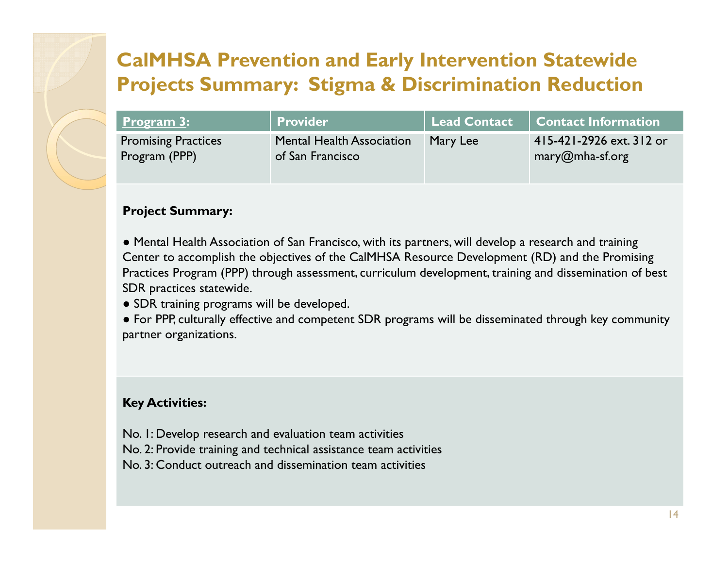# CalMHSA Prevention and Early Intervention Statewide Projects Summary: Stigma & Discrimination Reduction

| Program 3: | Provider | Lead Contact | Contact Information |
|---|---|---|---|
| Promising Practices Program (PPP) | Mental Health Association of San Francisco | Mary Lee | 415-421-2926 ext. 312 or mary@mha-sf.org |

**Project Summary:**

● Mental Health Association of San Francisco, with its partners, will develop a research and training Center to accomplish the objectives of the CalMHSA Resource Development (RD) and the Promising Practices Program (PPP) through assessment, curriculum development, training and dissemination of best SDR practices statewide.

● SDR training programs will be developed.

● For PPP, culturally effective and competent SDR programs will be disseminated through key community partner organizations.

**Key Activities:**

No. 1: Develop research and evaluation team activities
No. 2: Provide training and technical assistance team activities
No. 3: Conduct outreach and dissemination team activities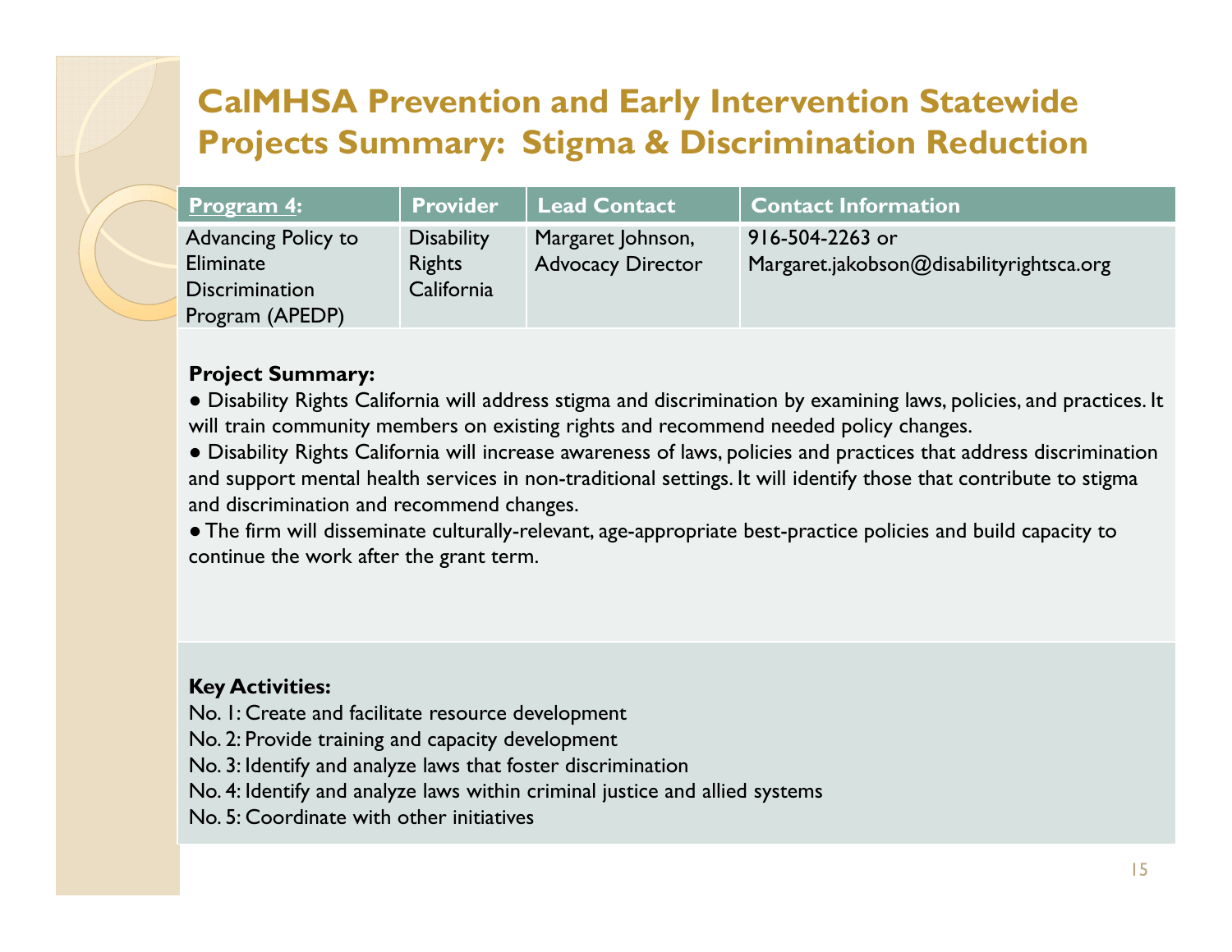# CalMHSA Prevention and Early Intervention Statewide Projects Summary: Stigma & Discrimination Reduction

| Program 4: | Provider | Lead Contact | Contact Information |
|---|---|---|---|
| Advancing Policy to Eliminate Discrimination Program (APEDP) | Disability Rights California | Margaret Johnson, Advocacy Director | 916-504-2263 or Margaret.jakobson@disabilityrightsca.org |

**Project Summary:**

- Disability Rights California will address stigma and discrimination by examining laws, policies, and practices. It will train community members on existing rights and recommend needed policy changes.
- Disability Rights California will increase awareness of laws, policies and practices that address discrimination and support mental health services in non-traditional settings. It will identify those that contribute to stigma and discrimination and recommend changes.
- The firm will disseminate culturally-relevant, age-appropriate best-practice policies and build capacity to continue the work after the grant term.

**Key Activities:**

No. 1: Create and facilitate resource development
No. 2: Provide training and capacity development
No. 3: Identify and analyze laws that foster discrimination
No. 4: Identify and analyze laws within criminal justice and allied systems
No. 5: Coordinate with other initiatives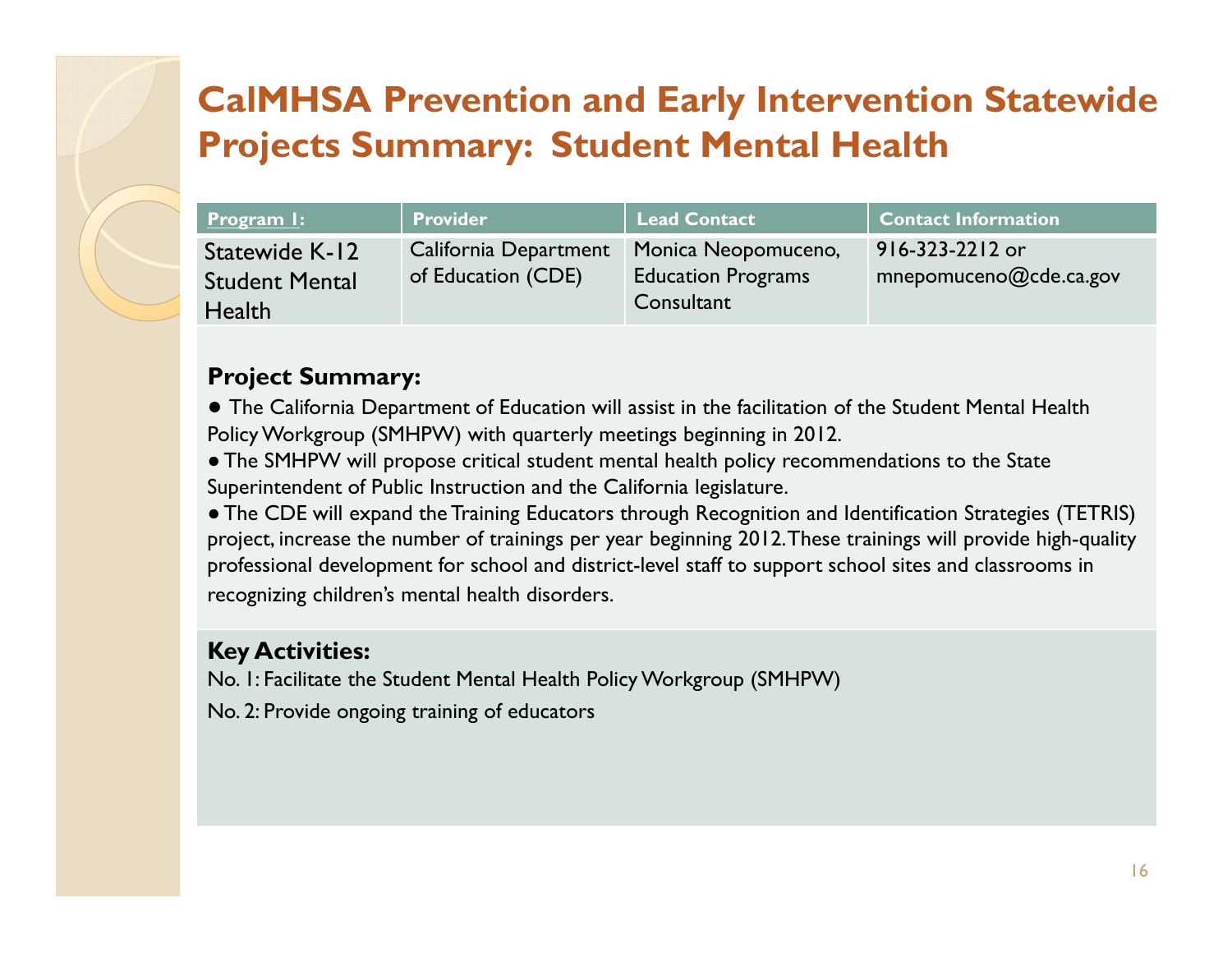# CalMHSA Prevention and Early Intervention Statewide Projects Summary: Student Mental Health

| Program 1: | Provider | Lead Contact | Contact Information |
| --- | --- | --- | --- |
| Statewide K-12 Student Mental Health | California Department of Education (CDE) | Monica Neopomuceno, Education Programs Consultant | 916-323-2212 or mnepomuceno@cde.ca.gov |

**Project Summary:**

- The California Department of Education will assist in the facilitation of the Student Mental Health Policy Workgroup (SMHPW) with quarterly meetings beginning in 2012.
- The SMHPW will propose critical student mental health policy recommendations to the State Superintendent of Public Instruction and the California legislature.
- The CDE will expand the Training Educators through Recognition and Identification Strategies (TETRIS) project, increase the number of trainings per year beginning 2012. These trainings will provide high-quality professional development for school and district-level staff to support school sites and classrooms in recognizing children's mental health disorders.

**Key Activities:**

No. 1: Facilitate the Student Mental Health Policy Workgroup (SMHPW)

No. 2: Provide ongoing training of educators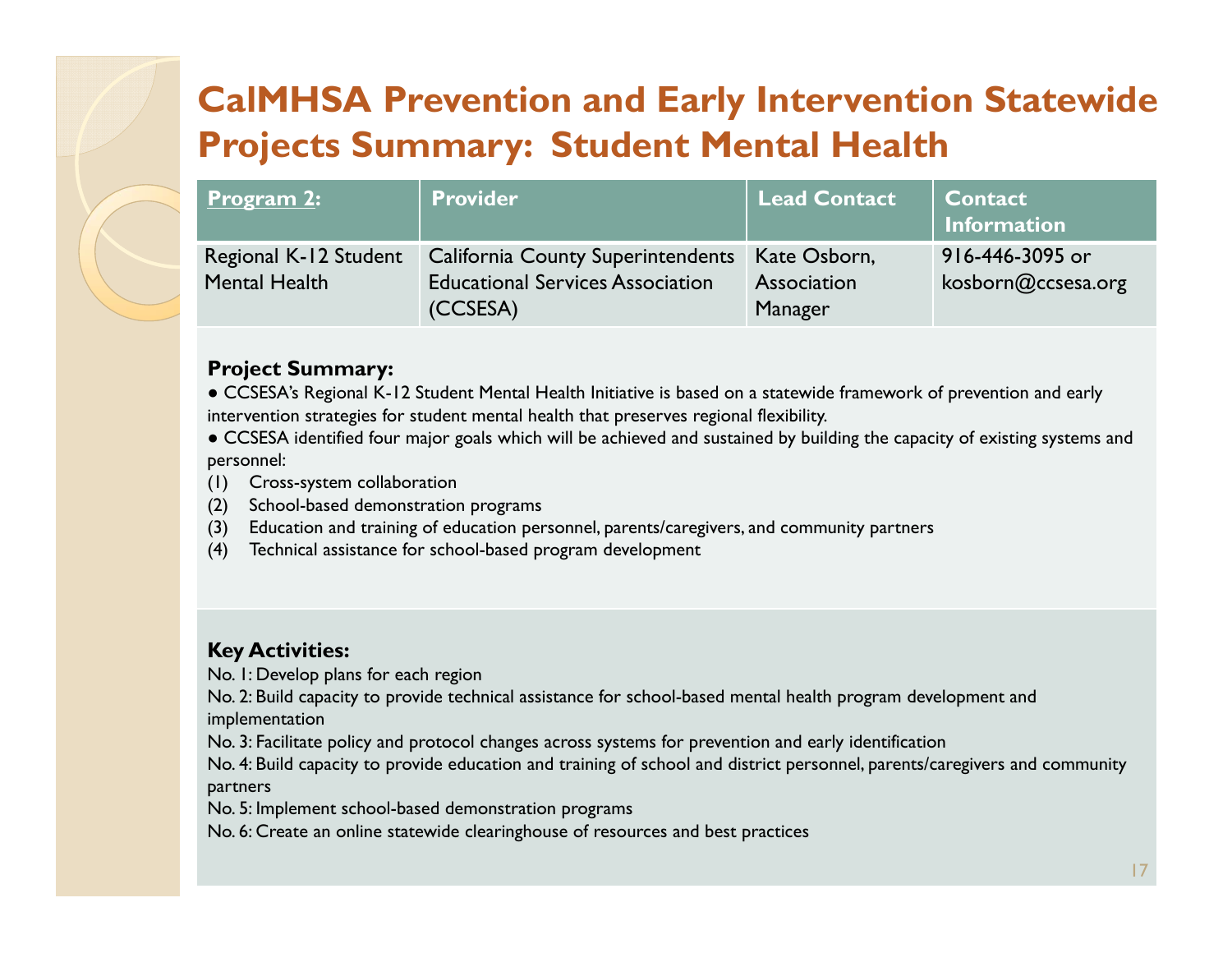# CalMHSA Prevention and Early Intervention Statewide Projects Summary: Student Mental Health

| Program 2: | Provider | Lead Contact | Contact Information |
|---|---|---|---|
| Regional K-12 Student Mental Health | California County Superintendents Educational Services Association (CCSESA) | Kate Osborn, Association Manager | 916-446-3095 or kosborn@ccsesa.org |

**Project Summary:**

- CCSESA's Regional K-12 Student Mental Health Initiative is based on a statewide framework of prevention and early intervention strategies for student mental health that preserves regional flexibility.
- CCSESA identified four major goals which will be achieved and sustained by building the capacity of existing systems and personnel:

(1) Cross-system collaboration
(2) School-based demonstration programs
(3) Education and training of education personnel, parents/caregivers, and community partners
(4) Technical assistance for school-based program development

**Key Activities:**

No. 1: Develop plans for each region
No. 2: Build capacity to provide technical assistance for school-based mental health program development and implementation
No. 3: Facilitate policy and protocol changes across systems for prevention and early identification
No. 4: Build capacity to provide education and training of school and district personnel, parents/caregivers and community partners
No. 5: Implement school-based demonstration programs
No. 6: Create an online statewide clearinghouse of resources and best practices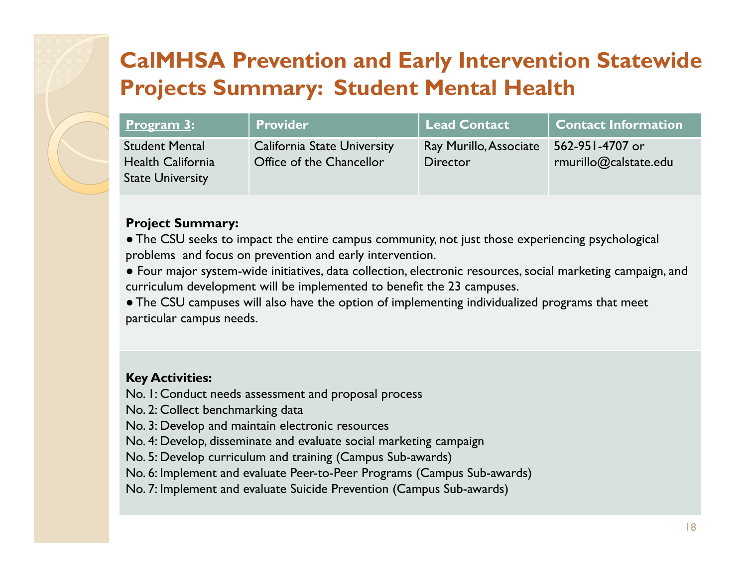# CalMHSA Prevention and Early Intervention Statewide Projects Summary: Student Mental Health

| Program 3: | Provider | Lead Contact | Contact Information |
|---|---|---|---|
| Student Mental Health California State University | California State University Office of the Chancellor | Ray Murillo, Associate Director | 562-951-4707 or rmurillo@calstate.edu |

**Project Summary:**

- The CSU seeks to impact the entire campus community, not just those experiencing psychological problems and focus on prevention and early intervention.
- Four major system-wide initiatives, data collection, electronic resources, social marketing campaign, and curriculum development will be implemented to benefit the 23 campuses.
- The CSU campuses will also have the option of implementing individualized programs that meet particular campus needs.

**Key Activities:**

No. 1: Conduct needs assessment and proposal process
No. 2: Collect benchmarking data
No. 3: Develop and maintain electronic resources
No. 4: Develop, disseminate and evaluate social marketing campaign
No. 5: Develop curriculum and training (Campus Sub-awards)
No. 6: Implement and evaluate Peer-to-Peer Programs (Campus Sub-awards)
No. 7: Implement and evaluate Suicide Prevention (Campus Sub-awards)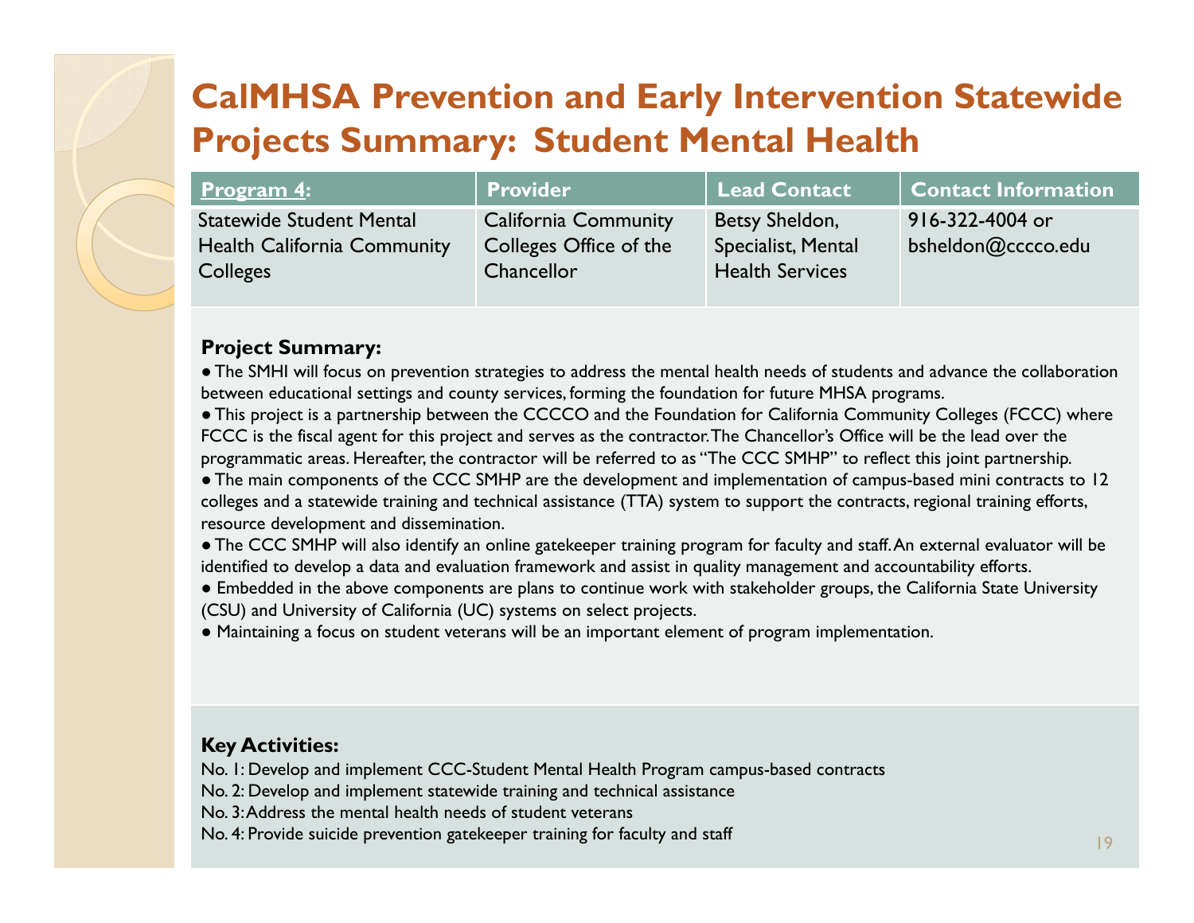# CalMHSA Prevention and Early Intervention Statewide Projects Summary: Student Mental Health

| Program 4: | Provider | Lead Contact | Contact Information |
| --- | --- | --- | --- |
| Statewide Student Mental Health California Community Colleges | California Community Colleges Office of the Chancellor | Betsy Sheldon, Specialist, Mental Health Services | 916-322-4004 or bsheldon@cccco.edu |

**Project Summary:**

- The SMHI will focus on prevention strategies to address the mental health needs of students and advance the collaboration between educational settings and county services, forming the foundation for future MHSA programs.
- This project is a partnership between the CCCCO and the Foundation for California Community Colleges (FCCC) where FCCC is the fiscal agent for this project and serves as the contractor. The Chancellor's Office will be the lead over the programmatic areas. Hereafter, the contractor will be referred to as "The CCC SMHP" to reflect this joint partnership.
- The main components of the CCC SMHP are the development and implementation of campus-based mini contracts to 12 colleges and a statewide training and technical assistance (TTA) system to support the contracts, regional training efforts, resource development and dissemination.
- The CCC SMHP will also identify an online gatekeeper training program for faculty and staff. An external evaluator will be identified to develop a data and evaluation framework and assist in quality management and accountability efforts.
- Embedded in the above components are plans to continue work with stakeholder groups, the California State University (CSU) and University of California (UC) systems on select projects.
- Maintaining a focus on student veterans will be an important element of program implementation.

**Key Activities:**

No. 1: Develop and implement CCC-Student Mental Health Program campus-based contracts
No. 2: Develop and implement statewide training and technical assistance
No. 3: Address the mental health needs of student veterans
No. 4: Provide suicide prevention gatekeeper training for faculty and staff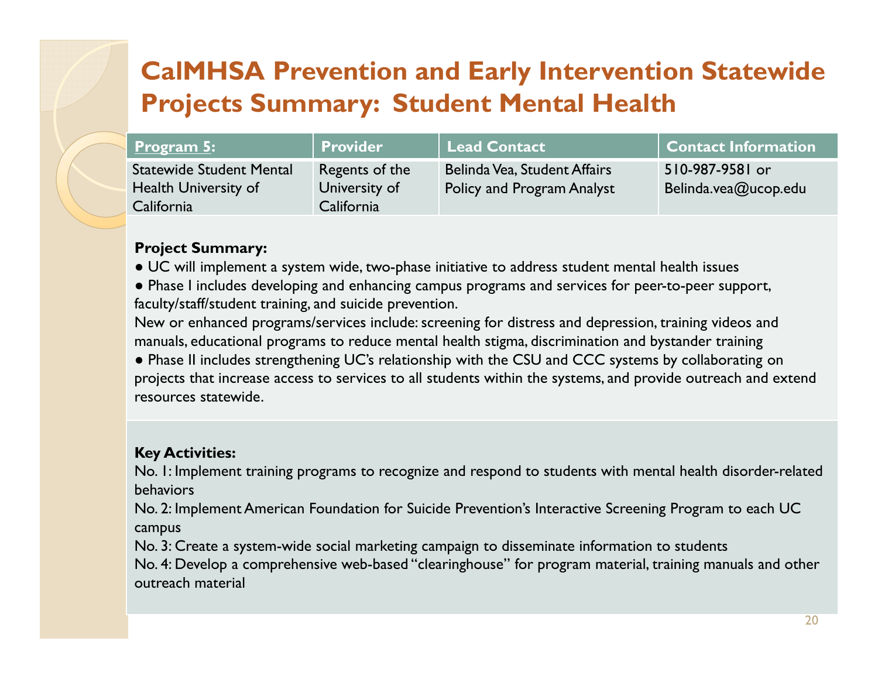# CalMHSA Prevention and Early Intervention Statewide Projects Summary: Student Mental Health

| Program 5: | Provider | Lead Contact | Contact Information |
|---|---|---|---|
| Statewide Student Mental Health University of California | Regents of the University of California | Belinda Vea, Student Affairs Policy and Program Analyst | 510-987-9581 or Belinda.vea@ucop.edu |

**Project Summary:**

● UC will implement a system wide, two-phase initiative to address student mental health issues

● Phase I includes developing and enhancing campus programs and services for peer-to-peer support, faculty/staff/student training, and suicide prevention.

New or enhanced programs/services include: screening for distress and depression, training videos and manuals, educational programs to reduce mental health stigma, discrimination and bystander training

● Phase II includes strengthening UC's relationship with the CSU and CCC systems by collaborating on projects that increase access to services to all students within the systems, and provide outreach and extend resources statewide.

**Key Activities:**

No. 1: Implement training programs to recognize and respond to students with mental health disorder-related behaviors

No. 2: Implement American Foundation for Suicide Prevention's Interactive Screening Program to each UC campus

No. 3: Create a system-wide social marketing campaign to disseminate information to students

No. 4: Develop a comprehensive web-based "clearinghouse" for program material, training manuals and other outreach material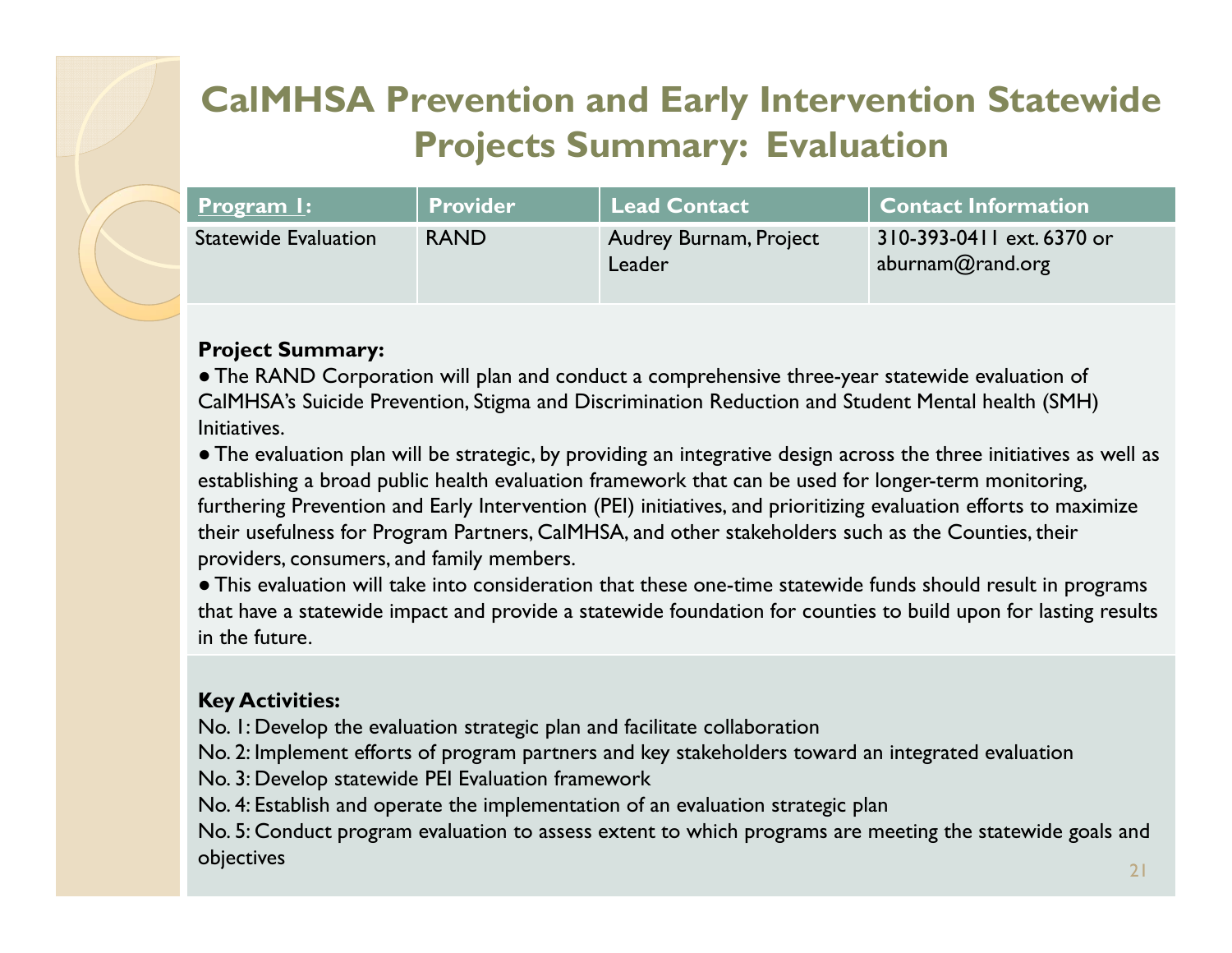# CalMHSA Prevention and Early Intervention Statewide Projects Summary: Evaluation

| Program 1: | Provider | Lead Contact | Contact Information |
|---|---|---|---|
| Statewide Evaluation | RAND | Audrey Burnam, Project Leader | 310-393-0411 ext. 6370 or aburnam@rand.org |

**Project Summary:**

- The RAND Corporation will plan and conduct a comprehensive three-year statewide evaluation of CalMHSA's Suicide Prevention, Stigma and Discrimination Reduction and Student Mental health (SMH) Initiatives.
- The evaluation plan will be strategic, by providing an integrative design across the three initiatives as well as establishing a broad public health evaluation framework that can be used for longer-term monitoring, furthering Prevention and Early Intervention (PEI) initiatives, and prioritizing evaluation efforts to maximize their usefulness for Program Partners, CalMHSA, and other stakeholders such as the Counties, their providers, consumers, and family members.
- This evaluation will take into consideration that these one-time statewide funds should result in programs that have a statewide impact and provide a statewide foundation for counties to build upon for lasting results in the future.

**Key Activities:**

No. 1: Develop the evaluation strategic plan and facilitate collaboration
No. 2: Implement efforts of program partners and key stakeholders toward an integrated evaluation
No. 3: Develop statewide PEI Evaluation framework
No. 4: Establish and operate the implementation of an evaluation strategic plan
No. 5: Conduct program evaluation to assess extent to which programs are meeting the statewide goals and objectives